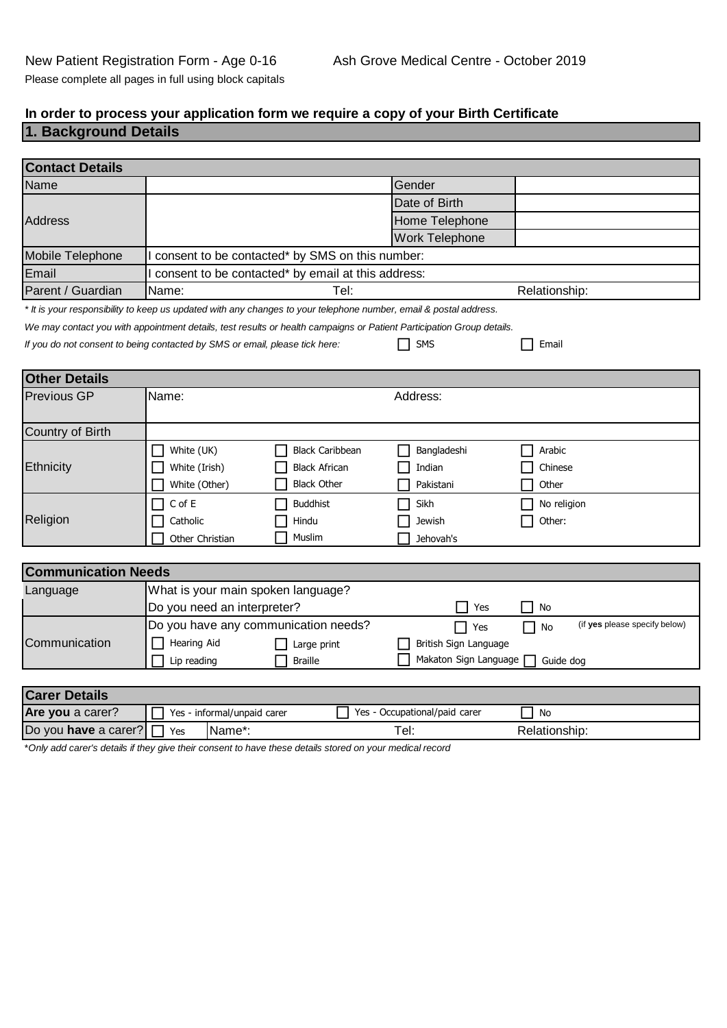New Patient Registration Form - Age 0-16 Ash Grove Medical Centre - October 2019

Please complete all pages in full using block capitals

**In order to process your application form we require a copy of your Birth Certificate**

## 1. Background Details

| **Contact Details** | | | |
|---|---|---|---|
| Name | | Gender | |
| Address | | Date of Birth | |
| | | Home Telephone | |
| | | Work Telephone | |
| Mobile Telephone | I consent to be contacted* by SMS on this number: | | |
| Email | I consent to be contacted* by email at this address: | | |
| Parent / Guardian | Name: Tel: | | Relationship: |

*\* It is your responsibility to keep us updated with any changes to your telephone number, email & postal address.*

*We may contact you with appointment details, test results or health campaigns or Patient Participation Group details.*

*If you do not consent to being contacted by SMS or email, please tick here:* ☐ SMS ☐ Email

| **Other Details** | | | | |
|---|---|---|---|---|
| Previous GP | Name: | | Address: | |
| Country of Birth | | | | |
| Ethnicity | ☐ White (UK) | ☐ Black Caribbean | ☐ Bangladeshi | ☐ Arabic |
| | ☐ White (Irish) | ☐ Black African | ☐ Indian | ☐ Chinese |
| | ☐ White (Other) | ☐ Black Other | ☐ Pakistani | ☐ Other |
| Religion | ☐ C of E | ☐ Buddhist | ☐ Sikh | ☐ No religion |
| | ☐ Catholic | ☐ Hindu | ☐ Jewish | ☐ Other: |
| | ☐ Other Christian | ☐ Muslim | ☐ Jehovah's | |

| **Communication Needs** | | | | |
|---|---|---|---|---|
| Language | What is your main spoken language? | | | |
| | Do you need an interpreter? | | ☐ Yes | ☐ No |
| Communication | Do you have any communication needs? | | ☐ Yes | ☐ No (if **yes** please specify below) |
| | ☐ Hearing Aid | ☐ Large print | ☐ British Sign Language | |
| | ☐ Lip reading | ☐ Braille | ☐ Makaton Sign Language | ☐ Guide dog |

| **Carer Details** | | | |
|---|---|---|---|
| **Are you** a carer? | ☐ Yes - informal/unpaid carer | ☐ Yes - Occupational/paid carer | ☐ No |
| Do you **have** a carer? | ☐ Yes Name*: | Tel: | Relationship: |

*\*Only add carer's details if they give their consent to have these details stored on your medical record*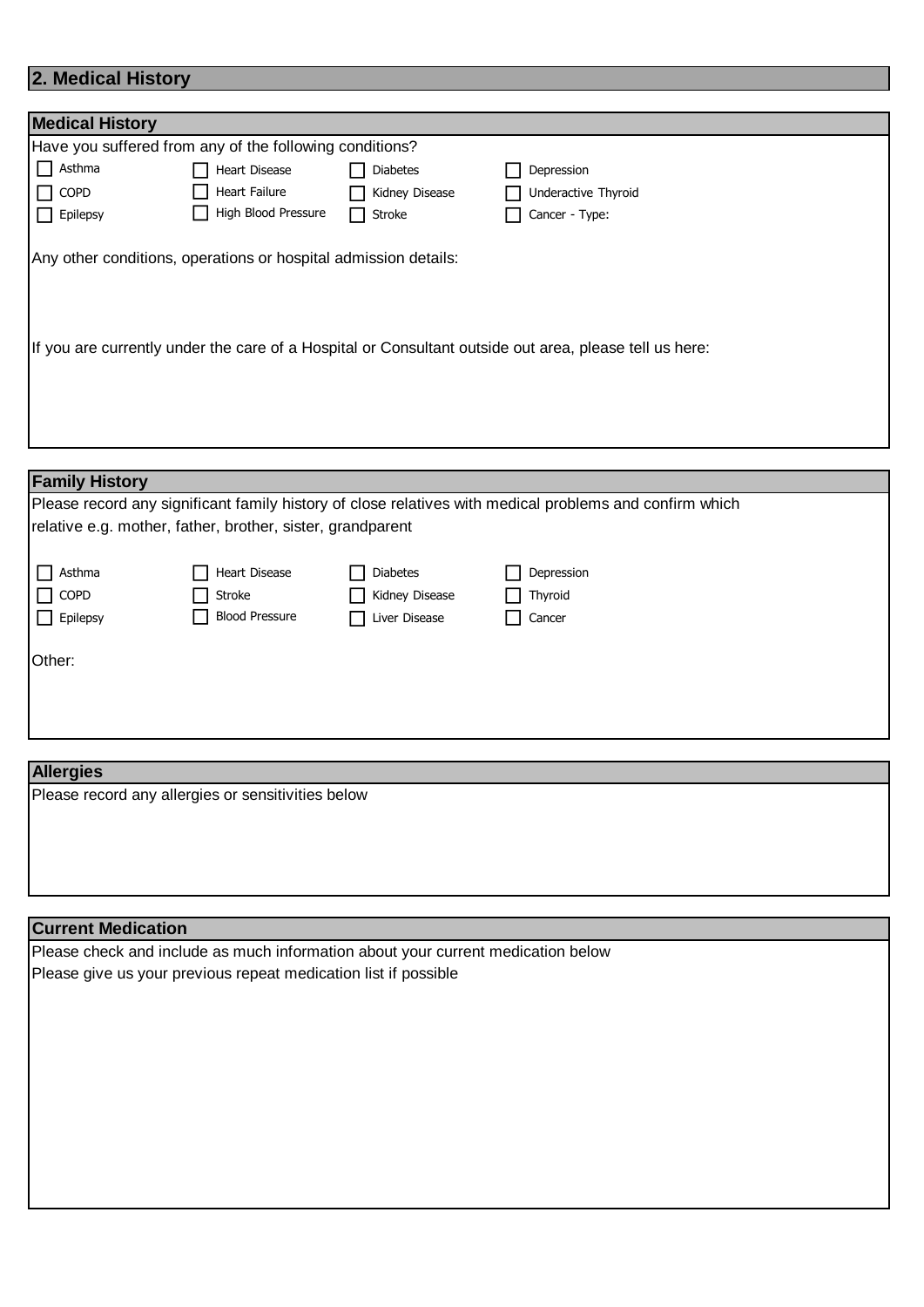## 2. Medical History

### Medical History

Have you suffered from any of the following conditions?

| | | | |
|---|---|---|---|
| ☐ Asthma | ☐ Heart Disease | ☐ Diabetes | ☐ Depression |
| ☐ COPD | ☐ Heart Failure | ☐ Kidney Disease | ☐ Underactive Thyroid |
| ☐ Epilepsy | ☐ High Blood Pressure | ☐ Stroke | ☐ Cancer - Type: |

Any other conditions, operations or hospital admission details:

If you are currently under the care of a Hospital or Consultant outside out area, please tell us here:

### Family History

Please record any significant family history of close relatives with medical problems and confirm which relative e.g. mother, father, brother, sister, grandparent

| | | | |
|---|---|---|---|
| ☐ Asthma | ☐ Heart Disease | ☐ Diabetes | ☐ Depression |
| ☐ COPD | ☐ Stroke | ☐ Kidney Disease | ☐ Thyroid |
| ☐ Epilepsy | ☐ Blood Pressure | ☐ Liver Disease | ☐ Cancer |

Other:

### Allergies

Please record any allergies or sensitivities below

### Current Medication

Please check and include as much information about your current medication below

Please give us your previous repeat medication list if possible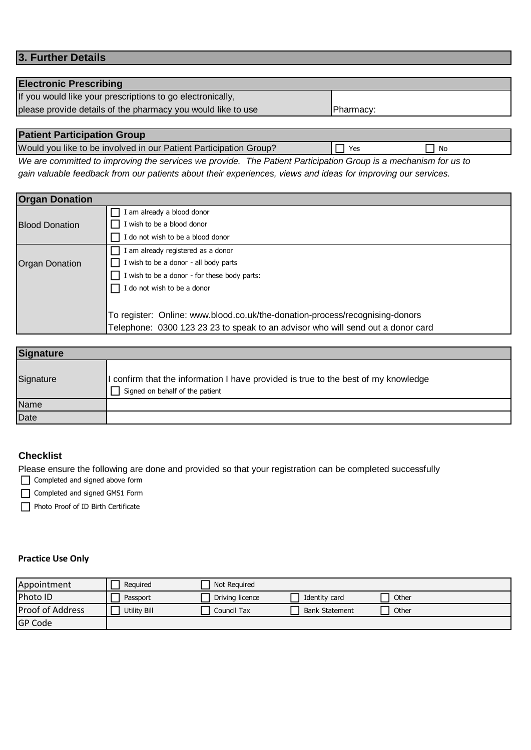## 3. Further Details

| Electronic Prescribing | |
|---|---|
| If you would like your prescriptions to go electronically, please provide details of the pharmacy you would like to use | Pharmacy: |

| Patient Participation Group | | |
|---|---|---|
| Would you like to be involved in our Patient Participation Group? | ☐ Yes | ☐ No |

*We are committed to improving the services we provide. The Patient Participation Group is a mechanism for us to gain valuable feedback from our patients about their experiences, views and ideas for improving our services.*

| Organ Donation | |
|---|---|
| Blood Donation | ☐ I am already a blood donor<br>☐ I wish to be a blood donor<br>☐ I do not wish to be a blood donor |
| Organ Donation | ☐ I am already registered as a donor<br>☐ I wish to be a donor - all body parts<br>☐ I wish to be a donor - for these body parts:<br>☐ I do not wish to be a donor<br><br>To register: Online: www.blood.co.uk/the-donation-process/recognising-donors<br>Telephone: 0300 123 23 23 to speak to an advisor who will send out a donor card |

| Signature | |
|---|---|
| Signature | I confirm that the information I have provided is true to the best of my knowledge<br>☐ Signed on behalf of the patient |
| Name | |
| Date | |

### Checklist

Please ensure the following are done and provided so that your registration can be completed successfully

- ☐ Completed and signed above form
- ☐ Completed and signed GMS1 Form
- ☐ Photo Proof of ID Birth Certificate

**Practice Use Only**

| Appointment | ☐ Required | ☐ Not Required | | |
|---|---|---|---|---|
| Photo ID | ☐ Passport | ☐ Driving licence | ☐ Identity card | ☐ Other |
| Proof of Address | ☐ Utility Bill | ☐ Council Tax | ☐ Bank Statement | ☐ Other |
| GP Code | | | | |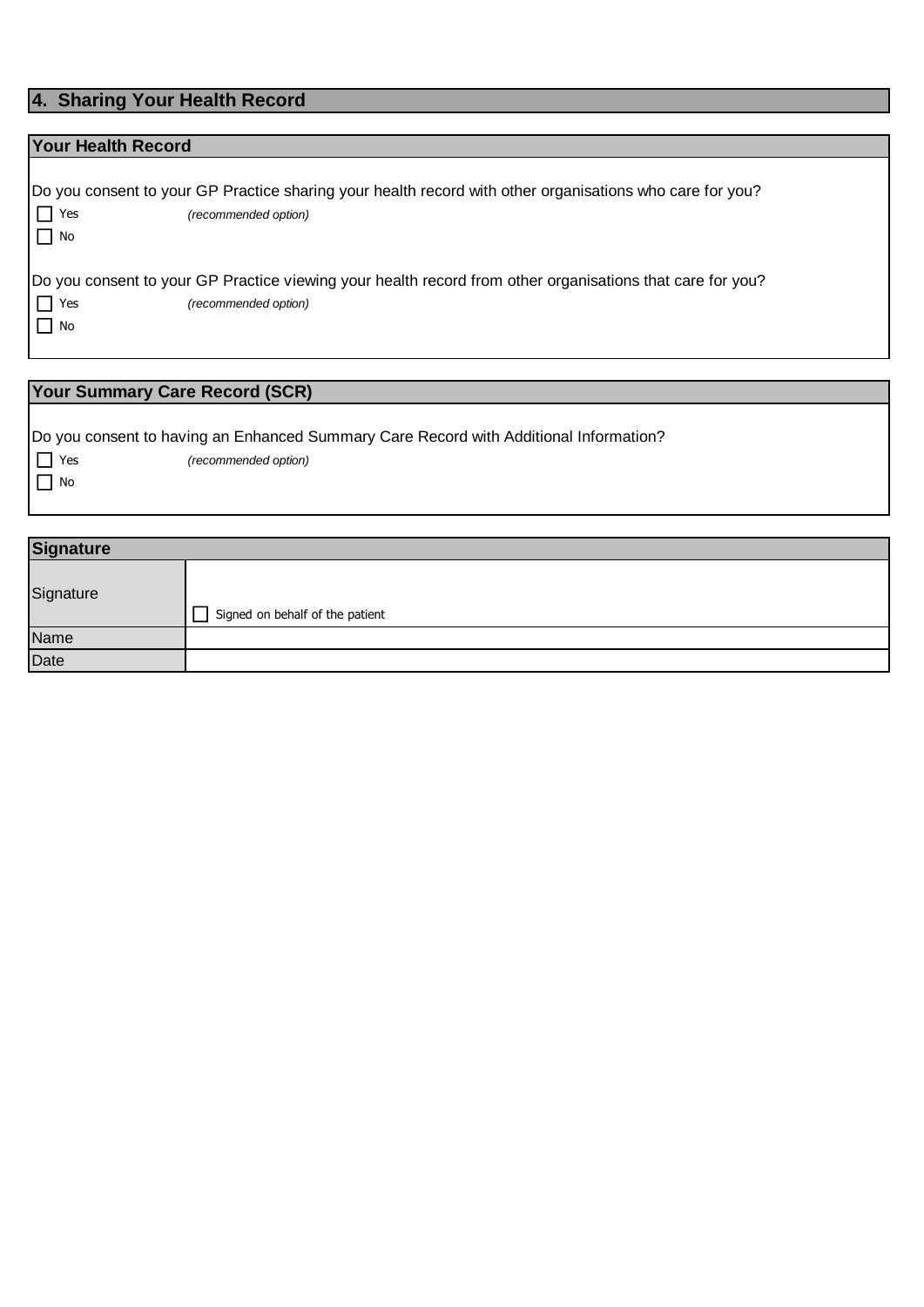## 4. Sharing Your Health Record

### Your Health Record

Do you consent to your GP Practice sharing your health record with other organisations who care for you?

- ☐ Yes *(recommended option)*
- ☐ No

Do you consent to your GP Practice viewing your health record from other organisations that care for you?

- ☐ Yes *(recommended option)*
- ☐ No

### Your Summary Care Record (SCR)

Do you consent to having an Enhanced Summary Care Record with Additional Information?

- ☐ Yes *(recommended option)*
- ☐ No

### Signature

| | |
|---|---|
| Signature | ☐ Signed on behalf of the patient |
| Name | |
| Date | |